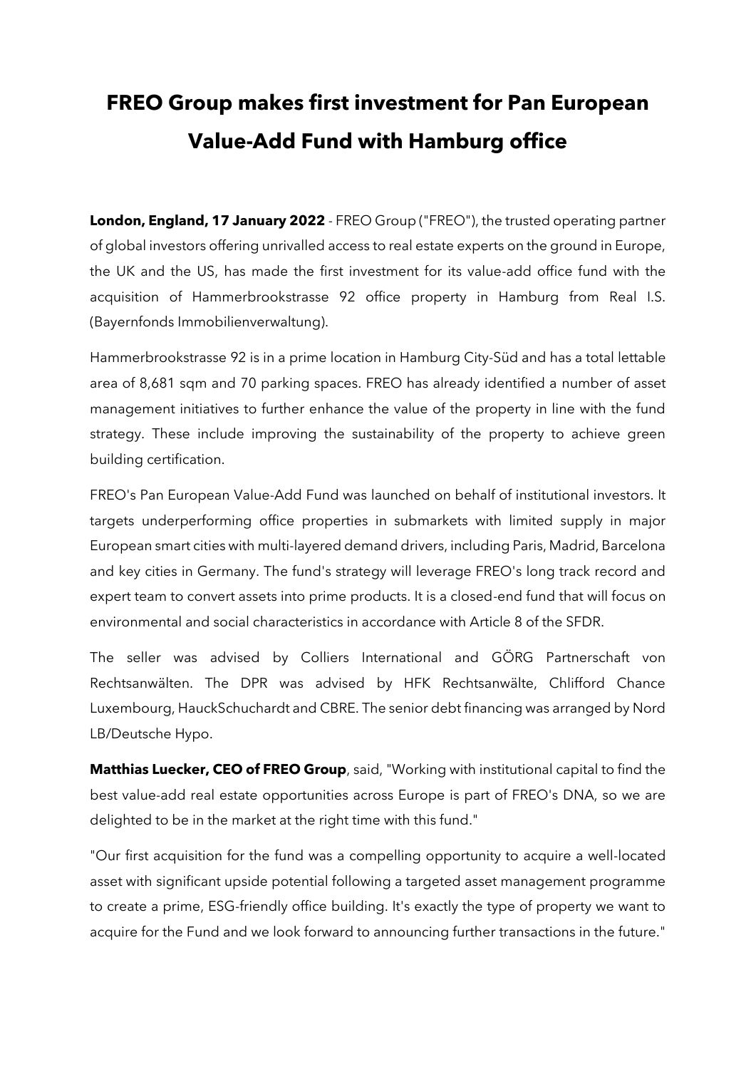# FREO Group makes first investment for Pan European Value-Add Fund with Hamburg office

**London, England, 17 January 2022** - FREO Group ("FREO"), the trusted operating partner of global investors offering unrivalled access to real estate experts on the ground in Europe, the UK and the US, has made the first investment for its value-add office fund with the acquisition of Hammerbrookstrasse 92 office property in Hamburg from Real I.S. (Bayernfonds Immobilienverwaltung).

Hammerbrookstrasse 92 is in a prime location in Hamburg City-Süd and has a total lettable area of 8,681 sqm and 70 parking spaces. FREO has already identified a number of asset management initiatives to further enhance the value of the property in line with the fund strategy. These include improving the sustainability of the property to achieve green building certification.

FREO's Pan European Value-Add Fund was launched on behalf of institutional investors. It targets underperforming office properties in submarkets with limited supply in major European smart cities with multi-layered demand drivers, including Paris, Madrid, Barcelona and key cities in Germany. The fund's strategy will leverage FREO's long track record and expert team to convert assets into prime products. It is a closed-end fund that will focus on environmental and social characteristics in accordance with Article 8 of the SFDR.

The seller was advised by Colliers International and GÖRG Partnerschaft von Rechtsanwälten. The DPR was advised by HFK Rechtsanwälte, Chlifford Chance Luxembourg, HauckSchuchardt and CBRE. The senior debt financing was arranged by Nord LB/Deutsche Hypo.

**Matthias Luecker, CEO of FREO Group**, said, "Working with institutional capital to find the best value-add real estate opportunities across Europe is part of FREO's DNA, so we are delighted to be in the market at the right time with this fund."

"Our first acquisition for the fund was a compelling opportunity to acquire a well-located asset with significant upside potential following a targeted asset management programme to create a prime, ESG-friendly office building. It's exactly the type of property we want to acquire for the Fund and we look forward to announcing further transactions in the future."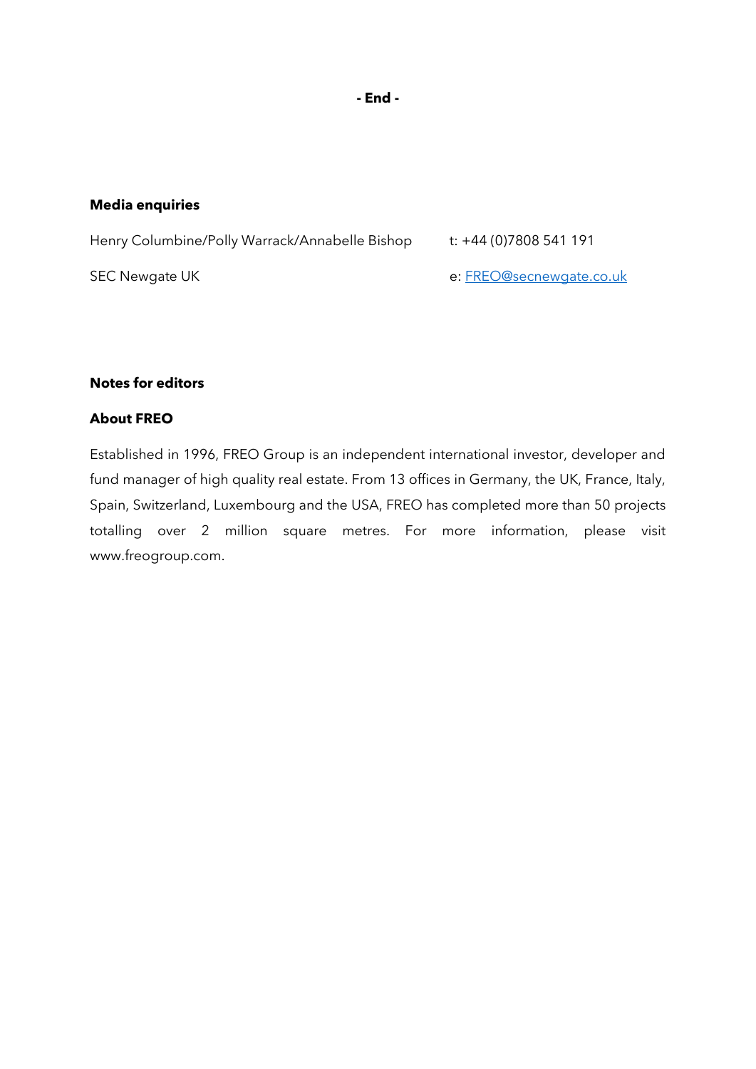**- End -**

**Media enquiries**

| | |
|---|---|
| Henry Columbine/Polly Warrack/Annabelle Bishop | t: +44 (0)7808 541 191 |
| SEC Newgate UK | e: FREO@secnewgate.co.uk |

**Notes for editors**

**About FREO**

Established in 1996, FREO Group is an independent international investor, developer and fund manager of high quality real estate. From 13 offices in Germany, the UK, France, Italy, Spain, Switzerland, Luxembourg and the USA, FREO has completed more than 50 projects totalling over 2 million square metres. For more information, please visit www.freogroup.com.